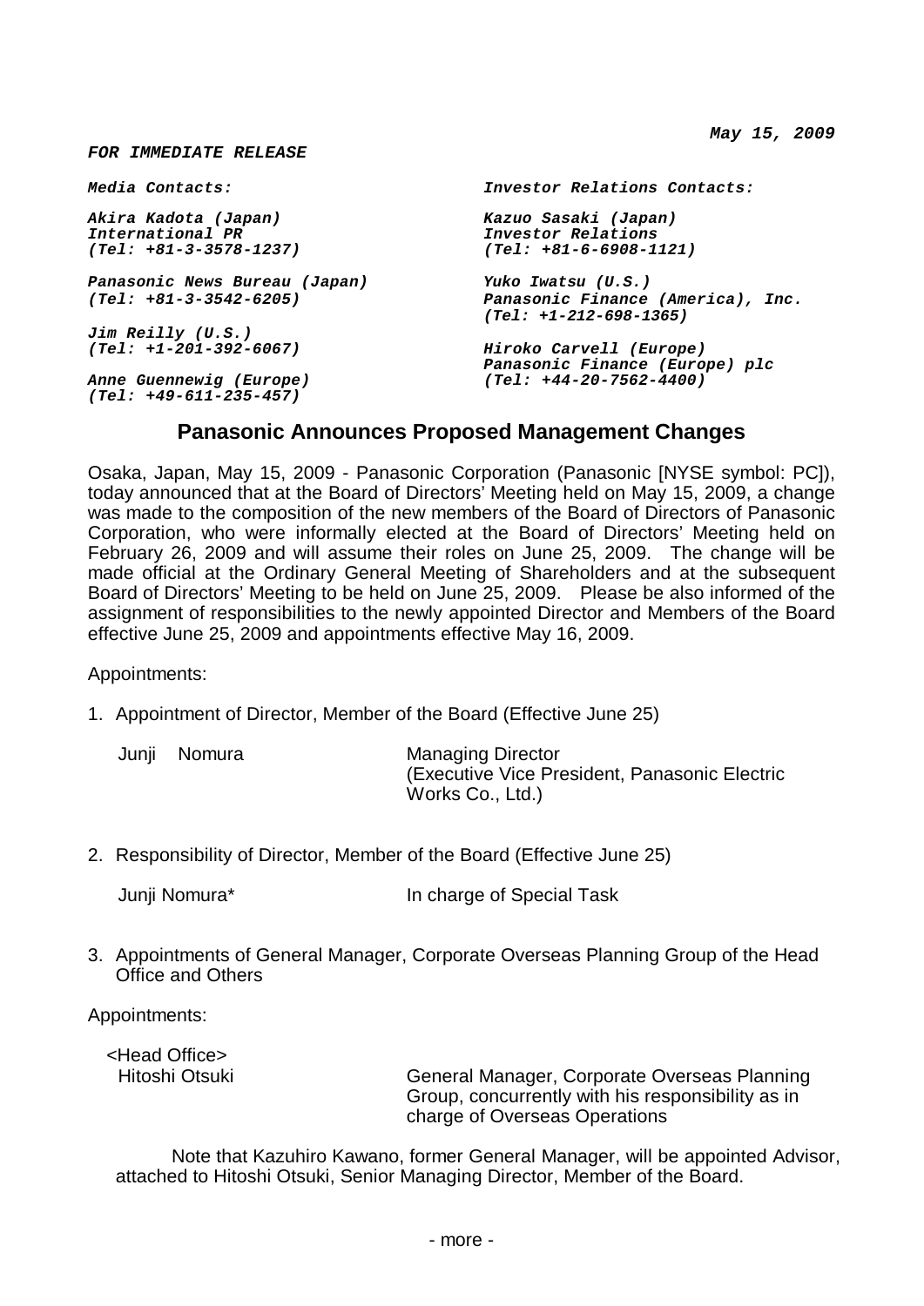*May 15, 2009*

***FOR IMMEDIATE RELEASE***

***Media Contacts:***

***Akira Kadota (Japan)***
***International PR***
***(Tel: +81-3-3578-1237)***

***Panasonic News Bureau (Japan)***
***(Tel: +81-3-3542-6205)***

***Jim Reilly (U.S.)***
***(Tel: +1-201-392-6067)***

***Anne Guennewig (Europe)***
***(Tel: +49-611-235-457)***

***Investor Relations Contacts:***

***Kazuo Sasaki (Japan)***
***Investor Relations***
***(Tel: +81-6-6908-1121)***

***Yuko Iwatsu (U.S.)***
***Panasonic Finance (America), Inc.***
***(Tel: +1-212-698-1365)***

***Hiroko Carvell (Europe)***
***Panasonic Finance (Europe) plc***
***(Tel: +44-20-7562-4400)***

## Panasonic Announces Proposed Management Changes

Osaka, Japan, May 15, 2009 - Panasonic Corporation (Panasonic [NYSE symbol: PC]), today announced that at the Board of Directors' Meeting held on May 15, 2009, a change was made to the composition of the new members of the Board of Directors of Panasonic Corporation, who were informally elected at the Board of Directors' Meeting held on February 26, 2009 and will assume their roles on June 25, 2009. The change will be made official at the Ordinary General Meeting of Shareholders and at the subsequent Board of Directors' Meeting to be held on June 25, 2009. Please be also informed of the assignment of responsibilities to the newly appointed Director and Members of the Board effective June 25, 2009 and appointments effective May 16, 2009.

Appointments:

1. Appointment of Director, Member of the Board (Effective June 25)

| | |
|---|---|
| Junji Nomura | Managing Director (Executive Vice President, Panasonic Electric Works Co., Ltd.) |

2. Responsibility of Director, Member of the Board (Effective June 25)

| | |
|---|---|
| Junji Nomura* | In charge of Special Task |

3. Appointments of General Manager, Corporate Overseas Planning Group of the Head Office and Others

Appointments:

<Head Office>

| | |
|---|---|
| Hitoshi Otsuki | General Manager, Corporate Overseas Planning Group, concurrently with his responsibility as in charge of Overseas Operations |

Note that Kazuhiro Kawano, former General Manager, will be appointed Advisor, attached to Hitoshi Otsuki, Senior Managing Director, Member of the Board.

- more -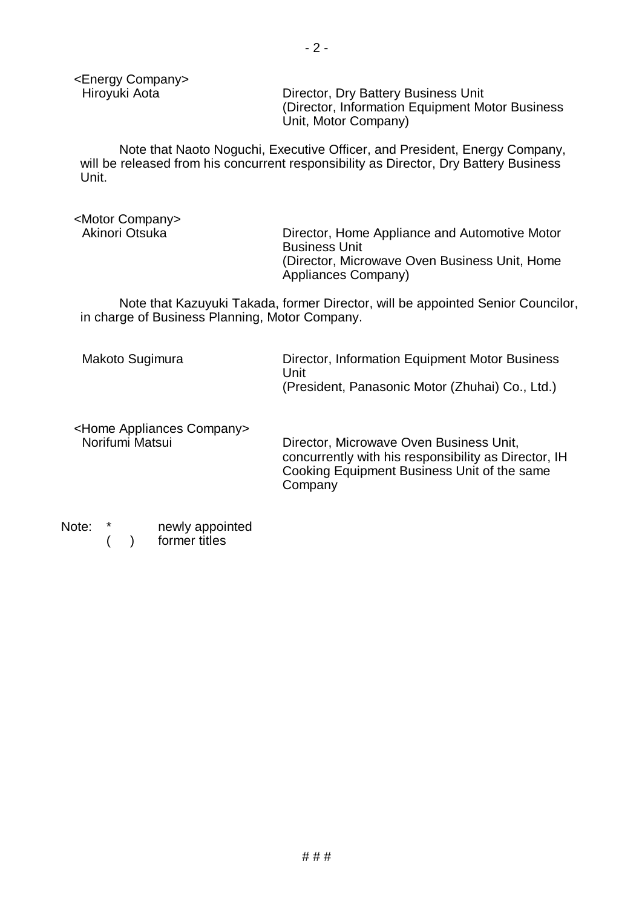<Energy Company>

| | |
|---|---|
| Hiroyuki Aota | Director, Dry Battery Business Unit (Director, Information Equipment Motor Business Unit, Motor Company) |

Note that Naoto Noguchi, Executive Officer, and President, Energy Company, will be released from his concurrent responsibility as Director, Dry Battery Business Unit.

<Motor Company>

| | |
|---|---|
| Akinori Otsuka | Director, Home Appliance and Automotive Motor Business Unit (Director, Microwave Oven Business Unit, Home Appliances Company) |

Note that Kazuyuki Takada, former Director, will be appointed Senior Councilor, in charge of Business Planning, Motor Company.

| | |
|---|---|
| Makoto Sugimura | Director, Information Equipment Motor Business Unit (President, Panasonic Motor (Zhuhai) Co., Ltd.) |

<Home Appliances Company>

| | |
|---|---|
| Norifumi Matsui | Director, Microwave Oven Business Unit, concurrently with his responsibility as Director, IH Cooking Equipment Business Unit of the same Company |

Note: * newly appointed
( ) former titles

# # #